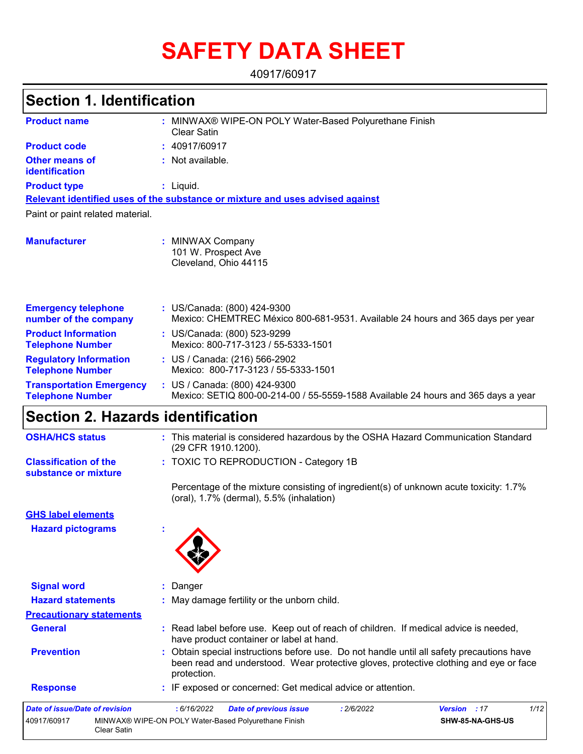# SAFETY DATA SHEET

40917/60917

## Section 1. Identification

**Product name** : MINWAX® WIPE-ON POLY Water-Based Polyurethane Finish Clear Satin

**Product code** : 40917/60917

**Other means of identification** : Not available.

**Product type** : Liquid.

**Relevant identified uses of the substance or mixture and uses advised against**

Paint or paint related material.

**Manufacturer** : MINWAX Company
101 W. Prospect Ave
Cleveland, Ohio 44115

**Emergency telephone number of the company** : US/Canada: (800) 424-9300
Mexico: CHEMTREC México 800-681-9531. Available 24 hours and 365 days per year

**Product Information Telephone Number** : US/Canada: (800) 523-9299
Mexico: 800-717-3123 / 55-5333-1501

**Regulatory Information Telephone Number** : US / Canada: (216) 566-2902
Mexico: 800-717-3123 / 55-5333-1501

**Transportation Emergency Telephone Number** : US / Canada: (800) 424-9300
Mexico: SETIQ 800-00-214-00 / 55-5559-1588 Available 24 hours and 365 days a year

## Section 2. Hazards identification

**OSHA/HCS status** : This material is considered hazardous by the OSHA Hazard Communication Standard (29 CFR 1910.1200).

**Classification of the substance or mixture** : TOXIC TO REPRODUCTION - Category 1B

Percentage of the mixture consisting of ingredient(s) of unknown acute toxicity: 1.7% (oral), 1.7% (dermal), 5.5% (inhalation)

**GHS label elements**

**Hazard pictograms** :

**Signal word** : Danger

**Hazard statements** : May damage fertility or the unborn child.

**Precautionary statements**

**General** : Read label before use. Keep out of reach of children. If medical advice is needed, have product container or label at hand.

**Prevention** : Obtain special instructions before use. Do not handle until all safety precautions have been read and understood. Wear protective gloves, protective clothing and eye or face protection.

**Response** : IF exposed or concerned: Get medical advice or attention.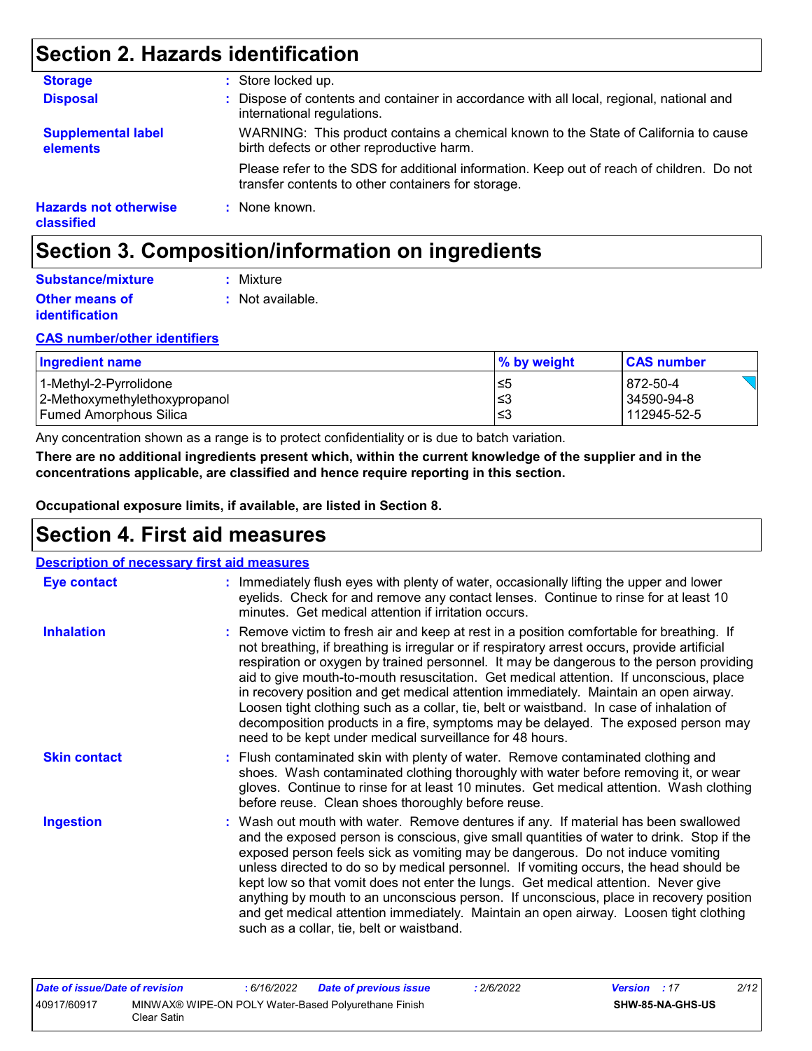## Section 2. Hazards identification

**Storage** : Store locked up.

**Disposal** : Dispose of contents and container in accordance with all local, regional, national and international regulations.

**Supplemental label elements** WARNING: This product contains a chemical known to the State of California to cause birth defects or other reproductive harm.

Please refer to the SDS for additional information. Keep out of reach of children. Do not transfer contents to other containers for storage.

**Hazards not otherwise classified** : None known.

## Section 3. Composition/information on ingredients

**Substance/mixture** : Mixture

**Other means of identification** : Not available.

**CAS number/other identifiers**

| Ingredient name | % by weight | CAS number |
|---|---|---|
| 1-Methyl-2-Pyrrolidone | ≤5 | 872-50-4 |
| 2-Methoxymethylethoxypropanol | ≤3 | 34590-94-8 |
| Fumed Amorphous Silica | ≤3 | 112945-52-5 |

Any concentration shown as a range is to protect confidentiality or is due to batch variation.

**There are no additional ingredients present which, within the current knowledge of the supplier and in the concentrations applicable, are classified and hence require reporting in this section.**

**Occupational exposure limits, if available, are listed in Section 8.**

## Section 4. First aid measures

**Description of necessary first aid measures**

**Eye contact** : Immediately flush eyes with plenty of water, occasionally lifting the upper and lower eyelids. Check for and remove any contact lenses. Continue to rinse for at least 10 minutes. Get medical attention if irritation occurs.

**Inhalation** : Remove victim to fresh air and keep at rest in a position comfortable for breathing. If not breathing, if breathing is irregular or if respiratory arrest occurs, provide artificial respiration or oxygen by trained personnel. It may be dangerous to the person providing aid to give mouth-to-mouth resuscitation. Get medical attention. If unconscious, place in recovery position and get medical attention immediately. Maintain an open airway. Loosen tight clothing such as a collar, tie, belt or waistband. In case of inhalation of decomposition products in a fire, symptoms may be delayed. The exposed person may need to be kept under medical surveillance for 48 hours.

**Skin contact** : Flush contaminated skin with plenty of water. Remove contaminated clothing and shoes. Wash contaminated clothing thoroughly with water before removing it, or wear gloves. Continue to rinse for at least 10 minutes. Get medical attention. Wash clothing before reuse. Clean shoes thoroughly before reuse.

**Ingestion** : Wash out mouth with water. Remove dentures if any. If material has been swallowed and the exposed person is conscious, give small quantities of water to drink. Stop if the exposed person feels sick as vomiting may be dangerous. Do not induce vomiting unless directed to do so by medical personnel. If vomiting occurs, the head should be kept low so that vomit does not enter the lungs. Get medical attention. Never give anything by mouth to an unconscious person. If unconscious, place in recovery position and get medical attention immediately. Maintain an open airway. Loosen tight clothing such as a collar, tie, belt or waistband.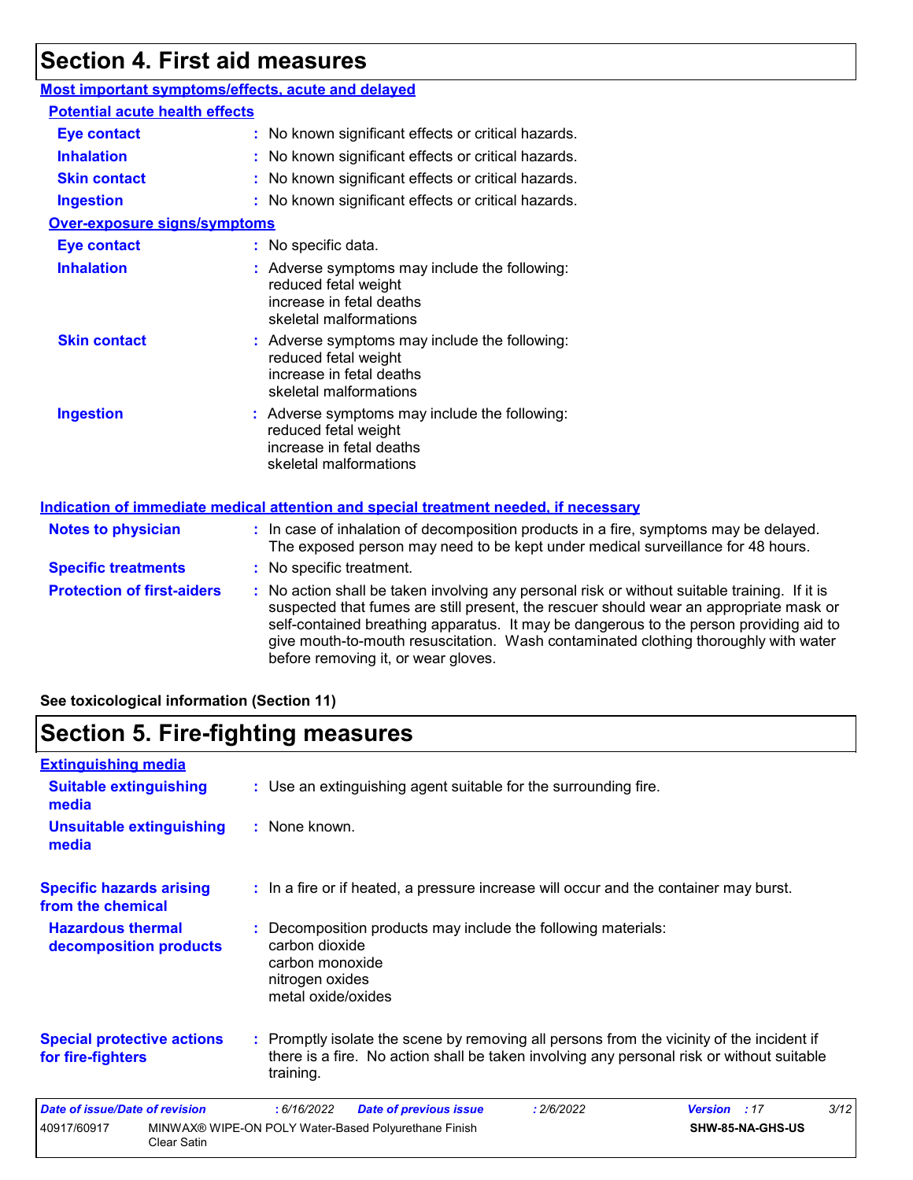## Section 4. First aid measures

### Most important symptoms/effects, acute and delayed

**Potential acute health effects**

| | |
|---|---|
| **Eye contact** | : No known significant effects or critical hazards. |
| **Inhalation** | : No known significant effects or critical hazards. |
| **Skin contact** | : No known significant effects or critical hazards. |
| **Ingestion** | : No known significant effects or critical hazards. |

**Over-exposure signs/symptoms**

| | |
|---|---|
| **Eye contact** | : No specific data. |
| **Inhalation** | : Adverse symptoms may include the following:<br>reduced fetal weight<br>increase in fetal deaths<br>skeletal malformations |
| **Skin contact** | : Adverse symptoms may include the following:<br>reduced fetal weight<br>increase in fetal deaths<br>skeletal malformations |
| **Ingestion** | : Adverse symptoms may include the following:<br>reduced fetal weight<br>increase in fetal deaths<br>skeletal malformations |

### Indication of immediate medical attention and special treatment needed, if necessary

| | |
|---|---|
| **Notes to physician** | : In case of inhalation of decomposition products in a fire, symptoms may be delayed. The exposed person may need to be kept under medical surveillance for 48 hours. |
| **Specific treatments** | : No specific treatment. |
| **Protection of first-aiders** | : No action shall be taken involving any personal risk or without suitable training. If it is suspected that fumes are still present, the rescuer should wear an appropriate mask or self-contained breathing apparatus. It may be dangerous to the person providing aid to give mouth-to-mouth resuscitation. Wash contaminated clothing thoroughly with water before removing it, or wear gloves. |

**See toxicological information (Section 11)**

## Section 5. Fire-fighting measures

### Extinguishing media

| | |
|---|---|
| **Suitable extinguishing media** | : Use an extinguishing agent suitable for the surrounding fire. |
| **Unsuitable extinguishing media** | : None known. |
| **Specific hazards arising from the chemical** | : In a fire or if heated, a pressure increase will occur and the container may burst. |
| **Hazardous thermal decomposition products** | : Decomposition products may include the following materials:<br>carbon dioxide<br>carbon monoxide<br>nitrogen oxides<br>metal oxide/oxides |
| **Special protective actions for fire-fighters** | : Promptly isolate the scene by removing all persons from the vicinity of the incident if there is a fire. No action shall be taken involving any personal risk or without suitable training. |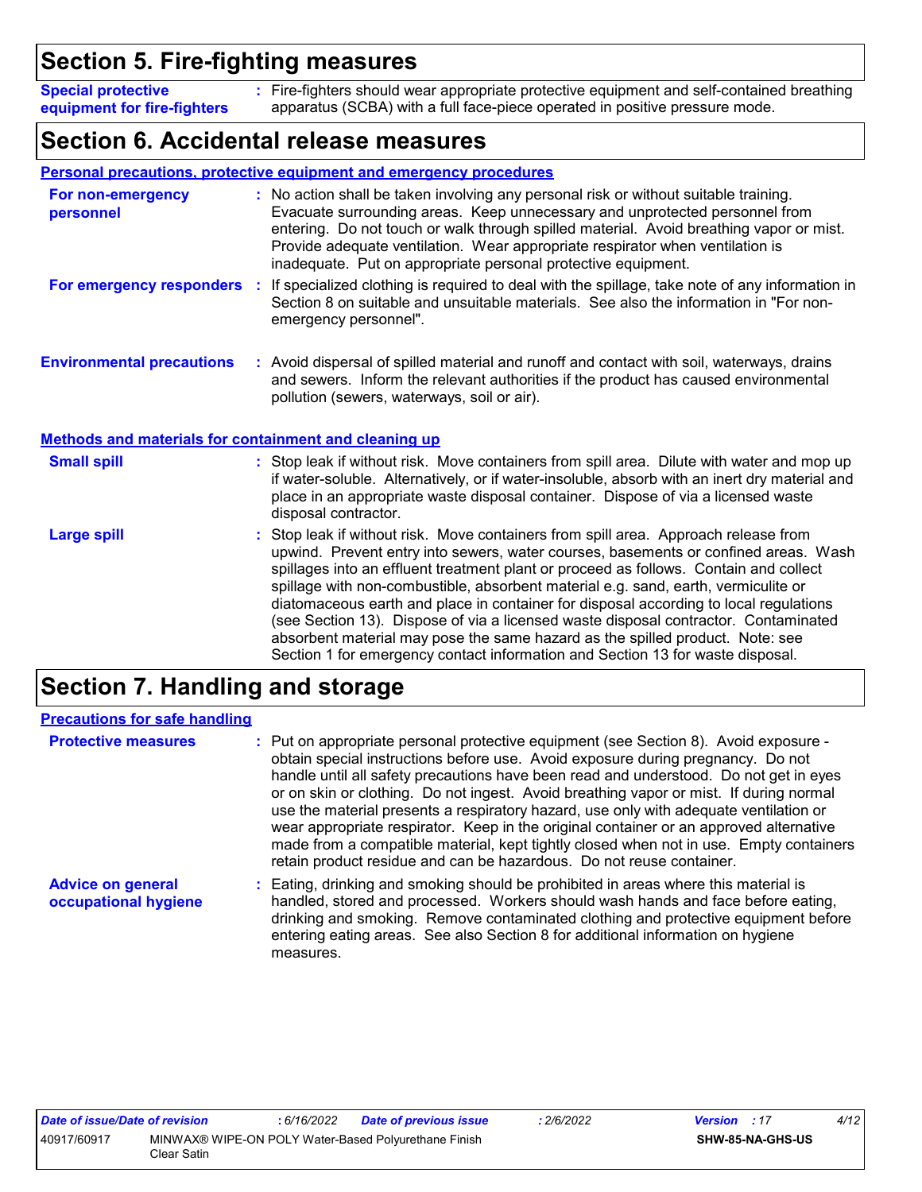## Section 5. Fire-fighting measures

**Special protective equipment for fire-fighters** : Fire-fighters should wear appropriate protective equipment and self-contained breathing apparatus (SCBA) with a full face-piece operated in positive pressure mode.

## Section 6. Accidental release measures

**Personal precautions, protective equipment and emergency procedures**

**For non-emergency personnel** : No action shall be taken involving any personal risk or without suitable training. Evacuate surrounding areas. Keep unnecessary and unprotected personnel from entering. Do not touch or walk through spilled material. Avoid breathing vapor or mist. Provide adequate ventilation. Wear appropriate respirator when ventilation is inadequate. Put on appropriate personal protective equipment.

**For emergency responders** : If specialized clothing is required to deal with the spillage, take note of any information in Section 8 on suitable and unsuitable materials. See also the information in "For non-emergency personnel".

**Environmental precautions** : Avoid dispersal of spilled material and runoff and contact with soil, waterways, drains and sewers. Inform the relevant authorities if the product has caused environmental pollution (sewers, waterways, soil or air).

**Methods and materials for containment and cleaning up**

**Small spill** : Stop leak if without risk. Move containers from spill area. Dilute with water and mop up if water-soluble. Alternatively, or if water-insoluble, absorb with an inert dry material and place in an appropriate waste disposal container. Dispose of via a licensed waste disposal contractor.

**Large spill** : Stop leak if without risk. Move containers from spill area. Approach release from upwind. Prevent entry into sewers, water courses, basements or confined areas. Wash spillages into an effluent treatment plant or proceed as follows. Contain and collect spillage with non-combustible, absorbent material e.g. sand, earth, vermiculite or diatomaceous earth and place in container for disposal according to local regulations (see Section 13). Dispose of via a licensed waste disposal contractor. Contaminated absorbent material may pose the same hazard as the spilled product. Note: see Section 1 for emergency contact information and Section 13 for waste disposal.

## Section 7. Handling and storage

**Precautions for safe handling**

**Protective measures** : Put on appropriate personal protective equipment (see Section 8). Avoid exposure - obtain special instructions before use. Avoid exposure during pregnancy. Do not handle until all safety precautions have been read and understood. Do not get in eyes or on skin or clothing. Do not ingest. Avoid breathing vapor or mist. If during normal use the material presents a respiratory hazard, use only with adequate ventilation or wear appropriate respirator. Keep in the original container or an approved alternative made from a compatible material, kept tightly closed when not in use. Empty containers retain product residue and can be hazardous. Do not reuse container.

**Advice on general occupational hygiene** : Eating, drinking and smoking should be prohibited in areas where this material is handled, stored and processed. Workers should wash hands and face before eating, drinking and smoking. Remove contaminated clothing and protective equipment before entering eating areas. See also Section 8 for additional information on hygiene measures.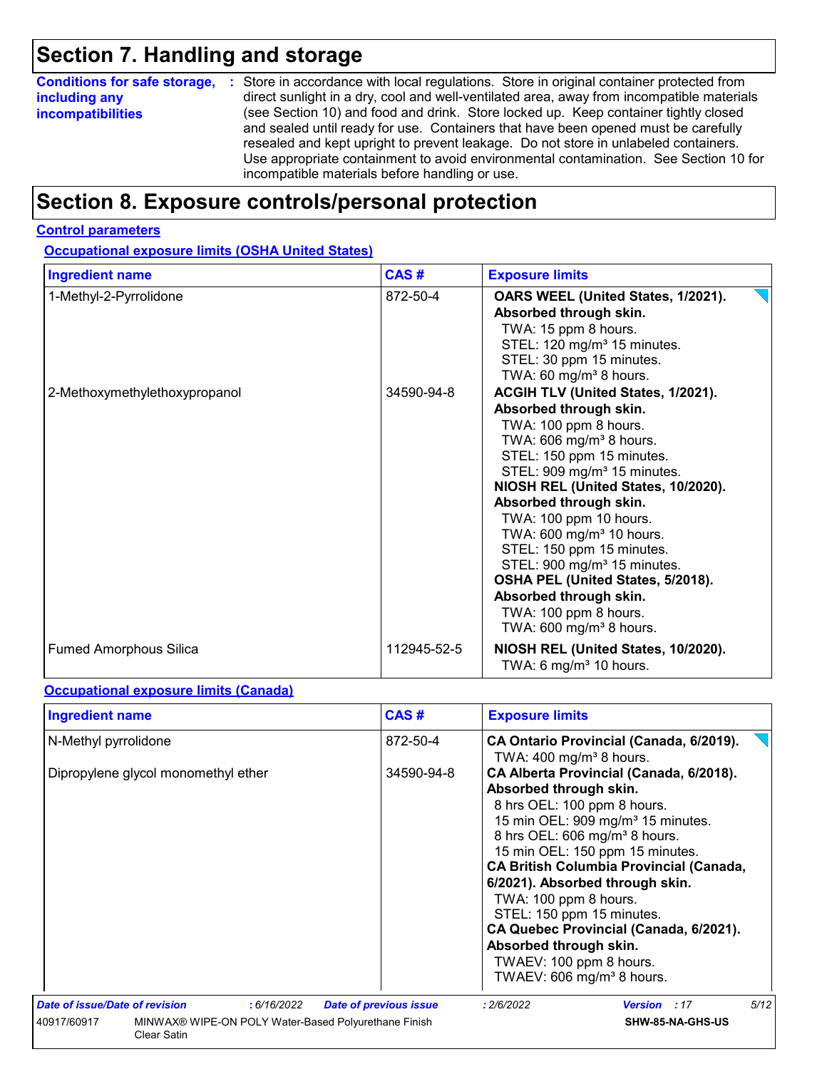# Section 7. Handling and storage

**Conditions for safe storage, including any incompatibilities** : Store in accordance with local regulations. Store in original container protected from direct sunlight in a dry, cool and well-ventilated area, away from incompatible materials (see Section 10) and food and drink. Store locked up. Keep container tightly closed and sealed until ready for use. Containers that have been opened must be carefully resealed and kept upright to prevent leakage. Do not store in unlabeled containers. Use appropriate containment to avoid environmental contamination. See Section 10 for incompatible materials before handling or use.

# Section 8. Exposure controls/personal protection

**Control parameters**

**Occupational exposure limits (OSHA United States)**

| Ingredient name | CAS # | Exposure limits |
|---|---|---|
| 1-Methyl-2-Pyrrolidone | 872-50-4 | **OARS WEEL (United States, 1/2021). Absorbed through skin.**<br>TWA: 15 ppm 8 hours.<br>STEL: 120 mg/m³ 15 minutes.<br>STEL: 30 ppm 15 minutes.<br>TWA: 60 mg/m³ 8 hours. |
| 2-Methoxymethylethoxypropanol | 34590-94-8 | **ACGIH TLV (United States, 1/2021). Absorbed through skin.**<br>TWA: 100 ppm 8 hours.<br>TWA: 606 mg/m³ 8 hours.<br>STEL: 150 ppm 15 minutes.<br>STEL: 909 mg/m³ 15 minutes.<br>**NIOSH REL (United States, 10/2020). Absorbed through skin.**<br>TWA: 100 ppm 10 hours.<br>TWA: 600 mg/m³ 10 hours.<br>STEL: 150 ppm 15 minutes.<br>STEL: 900 mg/m³ 15 minutes.<br>**OSHA PEL (United States, 5/2018). Absorbed through skin.**<br>TWA: 100 ppm 8 hours.<br>TWA: 600 mg/m³ 8 hours. |
| Fumed Amorphous Silica | 112945-52-5 | **NIOSH REL (United States, 10/2020).**<br>TWA: 6 mg/m³ 10 hours. |

**Occupational exposure limits (Canada)**

| Ingredient name | CAS # | Exposure limits |
|---|---|---|
| N-Methyl pyrrolidone | 872-50-4 | **CA Ontario Provincial (Canada, 6/2019).**<br>TWA: 400 mg/m³ 8 hours. |
| Dipropylene glycol monomethyl ether | 34590-94-8 | **CA Alberta Provincial (Canada, 6/2018). Absorbed through skin.**<br>8 hrs OEL: 100 ppm 8 hours.<br>15 min OEL: 909 mg/m³ 15 minutes.<br>8 hrs OEL: 606 mg/m³ 8 hours.<br>15 min OEL: 150 ppm 15 minutes.<br>**CA British Columbia Provincial (Canada, 6/2021). Absorbed through skin.**<br>TWA: 100 ppm 8 hours.<br>STEL: 150 ppm 15 minutes.<br>**CA Quebec Provincial (Canada, 6/2021). Absorbed through skin.**<br>TWAEV: 100 ppm 8 hours.<br>TWAEV: 606 mg/m³ 8 hours. |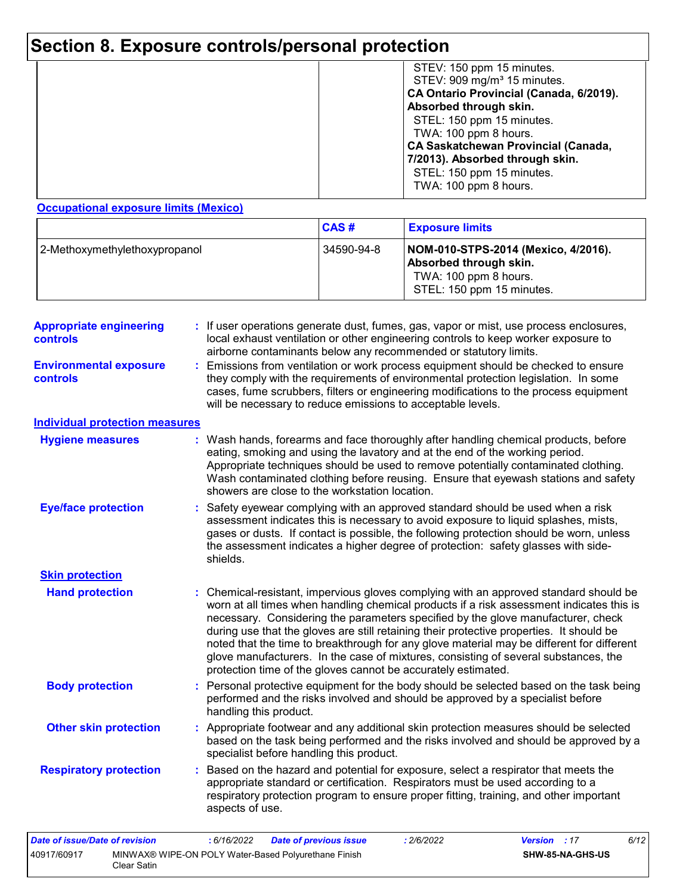# Section 8. Exposure controls/personal protection

| | | |
|---|---|---|
| | | STEV: 150 ppm 15 minutes.<br>STEV: 909 mg/m³ 15 minutes.<br>**CA Ontario Provincial (Canada, 6/2019). Absorbed through skin.**<br>STEL: 150 ppm 15 minutes.<br>TWA: 100 ppm 8 hours.<br>**CA Saskatchewan Provincial (Canada, 7/2013). Absorbed through skin.**<br>STEL: 150 ppm 15 minutes.<br>TWA: 100 ppm 8 hours. |

**Occupational exposure limits (Mexico)**

| | CAS # | Exposure limits |
|---|---|---|
| 2-Methoxymethylethoxypropanol | 34590-94-8 | **NOM-010-STPS-2014 (Mexico, 4/2016). Absorbed through skin.**<br>TWA: 100 ppm 8 hours.<br>STEL: 150 ppm 15 minutes. |

**Appropriate engineering controls** : If user operations generate dust, fumes, gas, vapor or mist, use process enclosures, local exhaust ventilation or other engineering controls to keep worker exposure to airborne contaminants below any recommended or statutory limits.

**Environmental exposure controls** : Emissions from ventilation or work process equipment should be checked to ensure they comply with the requirements of environmental protection legislation. In some cases, fume scrubbers, filters or engineering modifications to the process equipment will be necessary to reduce emissions to acceptable levels.

**Individual protection measures**

**Hygiene measures** : Wash hands, forearms and face thoroughly after handling chemical products, before eating, smoking and using the lavatory and at the end of the working period. Appropriate techniques should be used to remove potentially contaminated clothing. Wash contaminated clothing before reusing. Ensure that eyewash stations and safety showers are close to the workstation location.

**Eye/face protection** : Safety eyewear complying with an approved standard should be used when a risk assessment indicates this is necessary to avoid exposure to liquid splashes, mists, gases or dusts. If contact is possible, the following protection should be worn, unless the assessment indicates a higher degree of protection: safety glasses with side-shields.

**Skin protection**

**Hand protection** : Chemical-resistant, impervious gloves complying with an approved standard should be worn at all times when handling chemical products if a risk assessment indicates this is necessary. Considering the parameters specified by the glove manufacturer, check during use that the gloves are still retaining their protective properties. It should be noted that the time to breakthrough for any glove material may be different for different glove manufacturers. In the case of mixtures, consisting of several substances, the protection time of the gloves cannot be accurately estimated.

**Body protection** : Personal protective equipment for the body should be selected based on the task being performed and the risks involved and should be approved by a specialist before handling this product.

**Other skin protection** : Appropriate footwear and any additional skin protection measures should be selected based on the task being performed and the risks involved and should be approved by a specialist before handling this product.

**Respiratory protection** : Based on the hazard and potential for exposure, select a respirator that meets the appropriate standard or certification. Respirators must be used according to a respiratory protection program to ensure proper fitting, training, and other important aspects of use.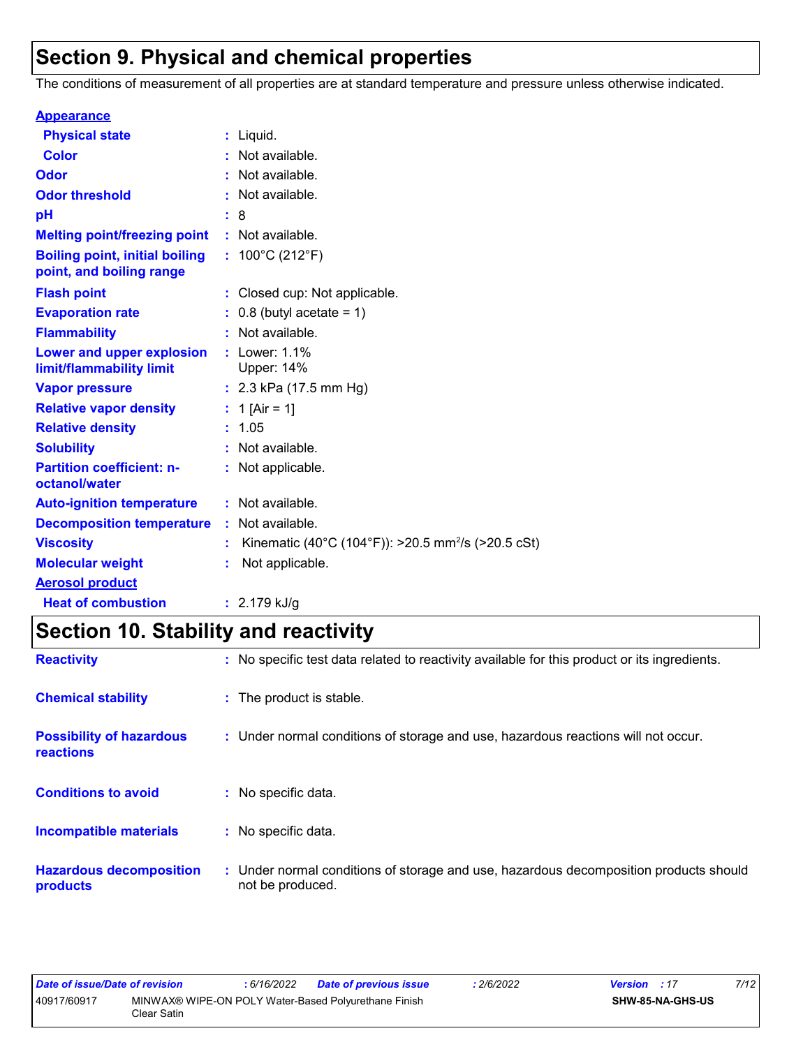## Section 9. Physical and chemical properties

The conditions of measurement of all properties are at standard temperature and pressure unless otherwise indicated.

**Appearance**

| | | |
|---|---|---|
| **Physical state** | : | Liquid. |
| **Color** | : | Not available. |
| **Odor** | : | Not available. |
| **Odor threshold** | : | Not available. |
| **pH** | : | 8 |
| **Melting point/freezing point** | : | Not available. |
| **Boiling point, initial boiling point, and boiling range** | : | 100°C (212°F) |
| **Flash point** | : | Closed cup: Not applicable. |
| **Evaporation rate** | : | 0.8 (butyl acetate = 1) |
| **Flammability** | : | Not available. |
| **Lower and upper explosion limit/flammability limit** | : | Lower: 1.1%<br>Upper: 14% |
| **Vapor pressure** | : | 2.3 kPa (17.5 mm Hg) |
| **Relative vapor density** | : | 1 [Air = 1] |
| **Relative density** | : | 1.05 |
| **Solubility** | : | Not available. |
| **Partition coefficient: n-octanol/water** | : | Not applicable. |
| **Auto-ignition temperature** | : | Not available. |
| **Decomposition temperature** | : | Not available. |
| **Viscosity** | : | Kinematic (40°C (104°F)): >20.5 $mm^2/s$ (>20.5 cSt) |
| **Molecular weight** | : | Not applicable. |

**Aerosol product**

| | | |
|---|---|---|
| **Heat of combustion** | : | 2.179 kJ/g |

## Section 10. Stability and reactivity

| | | |
|---|---|---|
| **Reactivity** | : | No specific test data related to reactivity available for this product or its ingredients. |
| **Chemical stability** | : | The product is stable. |
| **Possibility of hazardous reactions** | : | Under normal conditions of storage and use, hazardous reactions will not occur. |
| **Conditions to avoid** | : | No specific data. |
| **Incompatible materials** | : | No specific data. |
| **Hazardous decomposition products** | : | Under normal conditions of storage and use, hazardous decomposition products should not be produced. |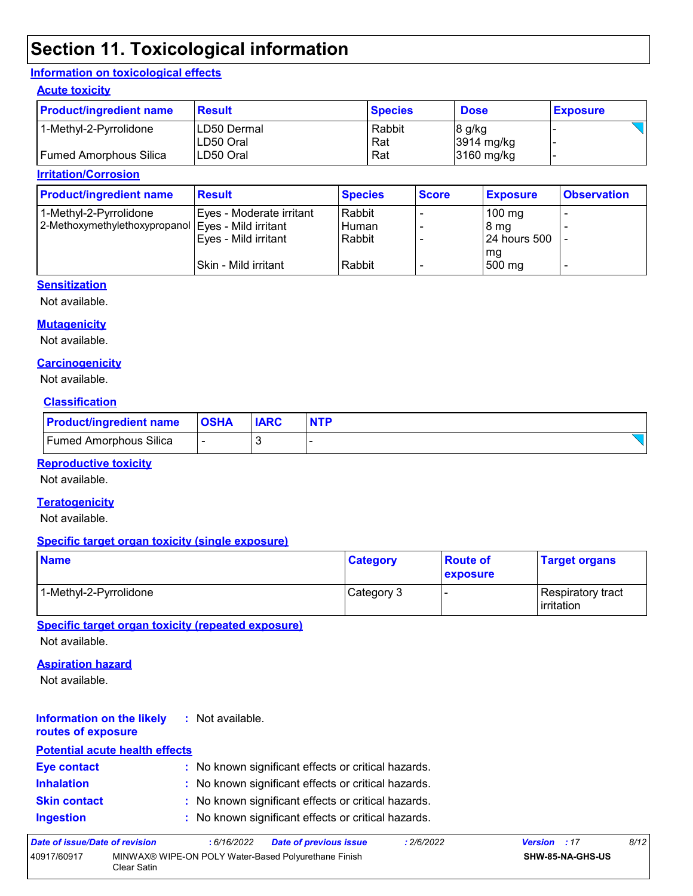# Section 11. Toxicological information

## Information on toxicological effects

### Acute toxicity

| Product/ingredient name | Result | Species | Dose | Exposure |
|---|---|---|---|---|
| 1-Methyl-2-Pyrrolidone | LD50 Dermal | Rabbit | 8 g/kg | - |
| | LD50 Oral | Rat | 3914 mg/kg | - |
| Fumed Amorphous Silica | LD50 Oral | Rat | 3160 mg/kg | - |

### Irritation/Corrosion

| Product/ingredient name | Result | Species | Score | Exposure | Observation |
|---|---|---|---|---|---|
| 1-Methyl-2-Pyrrolidone | Eyes - Moderate irritant | Rabbit | - | 100 mg | - |
| 2-Methoxymethylethoxypropanol | Eyes - Mild irritant | Human | - | 8 mg | - |
| | Eyes - Mild irritant | Rabbit | - | 24 hours 500 mg | - |
| | Skin - Mild irritant | Rabbit | - | 500 mg | - |

### Sensitization

Not available.

### Mutagenicity

Not available.

### Carcinogenicity

Not available.

### Classification

| Product/ingredient name | OSHA | IARC | NTP |
|---|---|---|---|
| Fumed Amorphous Silica | - | 3 | - |

### Reproductive toxicity

Not available.

### Teratogenicity

Not available.

### Specific target organ toxicity (single exposure)

| Name | Category | Route of exposure | Target organs |
|---|---|---|---|
| 1-Methyl-2-Pyrrolidone | Category 3 | - | Respiratory tract irritation |

### Specific target organ toxicity (repeated exposure)

Not available.

### Aspiration hazard

Not available.

**Information on the likely routes of exposure** : Not available.

### Potential acute health effects

**Eye contact** : No known significant effects or critical hazards.

**Inhalation** : No known significant effects or critical hazards.

**Skin contact** : No known significant effects or critical hazards.

**Ingestion** : No known significant effects or critical hazards.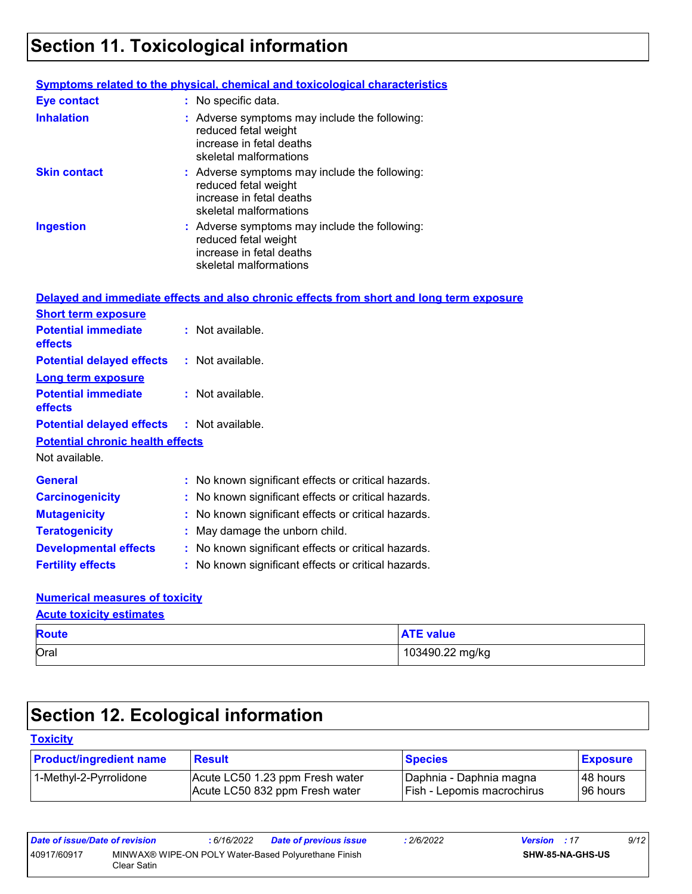# Section 11. Toxicological information

**Symptoms related to the physical, chemical and toxicological characteristics**

**Eye contact** : No specific data.

**Inhalation** : Adverse symptoms may include the following:
reduced fetal weight
increase in fetal deaths
skeletal malformations

**Skin contact** : Adverse symptoms may include the following:
reduced fetal weight
increase in fetal deaths
skeletal malformations

**Ingestion** : Adverse symptoms may include the following:
reduced fetal weight
increase in fetal deaths
skeletal malformations

**Delayed and immediate effects and also chronic effects from short and long term exposure**

**Short term exposure**

**Potential immediate effects** : Not available.

**Potential delayed effects** : Not available.

**Long term exposure**

**Potential immediate effects** : Not available.

**Potential delayed effects** : Not available.

**Potential chronic health effects**

Not available.

**General** : No known significant effects or critical hazards.

**Carcinogenicity** : No known significant effects or critical hazards.

**Mutagenicity** : No known significant effects or critical hazards.

**Teratogenicity** : May damage the unborn child.

**Developmental effects** : No known significant effects or critical hazards.

**Fertility effects** : No known significant effects or critical hazards.

**Numerical measures of toxicity**

**Acute toxicity estimates**

| Route | ATE value |
|---|---|
| Oral | 103490.22 mg/kg |

# Section 12. Ecological information

**Toxicity**

| Product/ingredient name | Result | Species | Exposure |
|---|---|---|---|
| 1-Methyl-2-Pyrrolidone | Acute LC50 1.23 ppm Fresh water<br>Acute LC50 832 ppm Fresh water | Daphnia - Daphnia magna<br>Fish - Lepomis macrochirus | 48 hours<br>96 hours |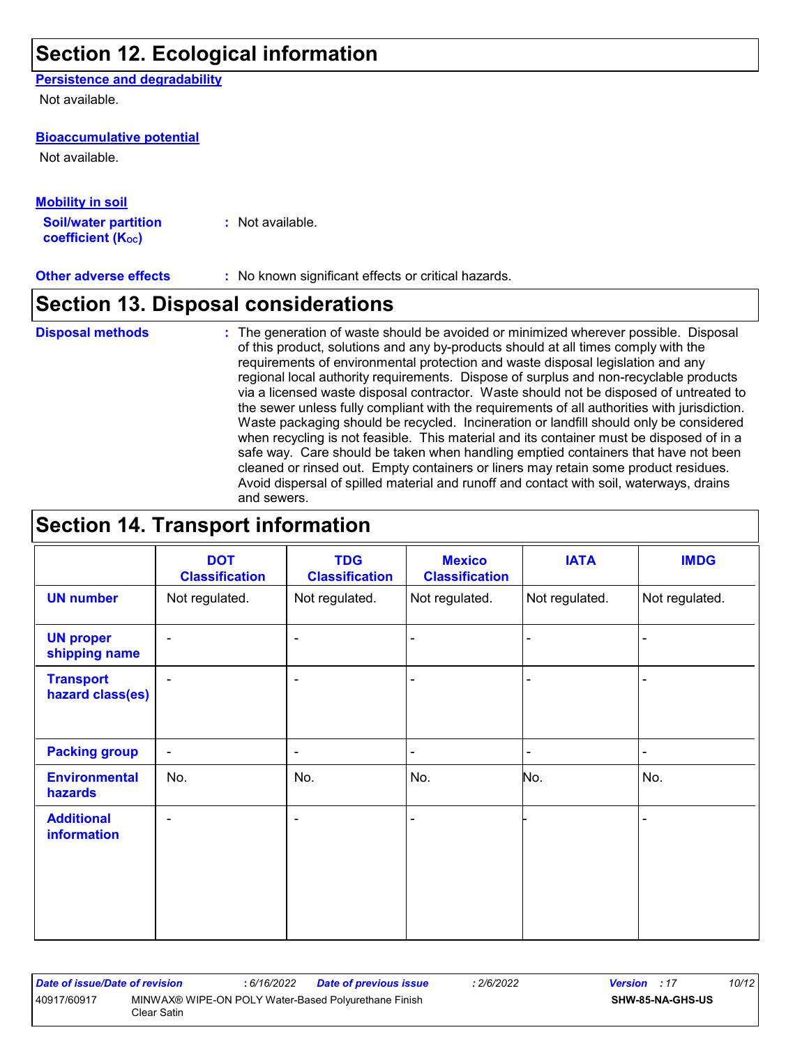## Section 12. Ecological information

**Persistence and degradability**

Not available.

**Bioaccumulative potential**

Not available.

**Mobility in soil**

**Soil/water partition coefficient ($K_{OC}$)** : Not available.

**Other adverse effects** : No known significant effects or critical hazards.

## Section 13. Disposal considerations

**Disposal methods** : The generation of waste should be avoided or minimized wherever possible. Disposal of this product, solutions and any by-products should at all times comply with the requirements of environmental protection and waste disposal legislation and any regional local authority requirements. Dispose of surplus and non-recyclable products via a licensed waste disposal contractor. Waste should not be disposed of untreated to the sewer unless fully compliant with the requirements of all authorities with jurisdiction. Waste packaging should be recycled. Incineration or landfill should only be considered when recycling is not feasible. This material and its container must be disposed of in a safe way. Care should be taken when handling emptied containers that have not been cleaned or rinsed out. Empty containers or liners may retain some product residues. Avoid dispersal of spilled material and runoff and contact with soil, waterways, drains and sewers.

## Section 14. Transport information

| | DOT Classification | TDG Classification | Mexico Classification | IATA | IMDG |
|---|---|---|---|---|---|
| **UN number** | Not regulated. | Not regulated. | Not regulated. | Not regulated. | Not regulated. |
| **UN proper shipping name** | - | - | - | - | - |
| **Transport hazard class(es)** | - | - | - | - | - |
| **Packing group** | - | - | - | - | - |
| **Environmental hazards** | No. | No. | No. | No. | No. |
| **Additional information** | - | - | - | - | - |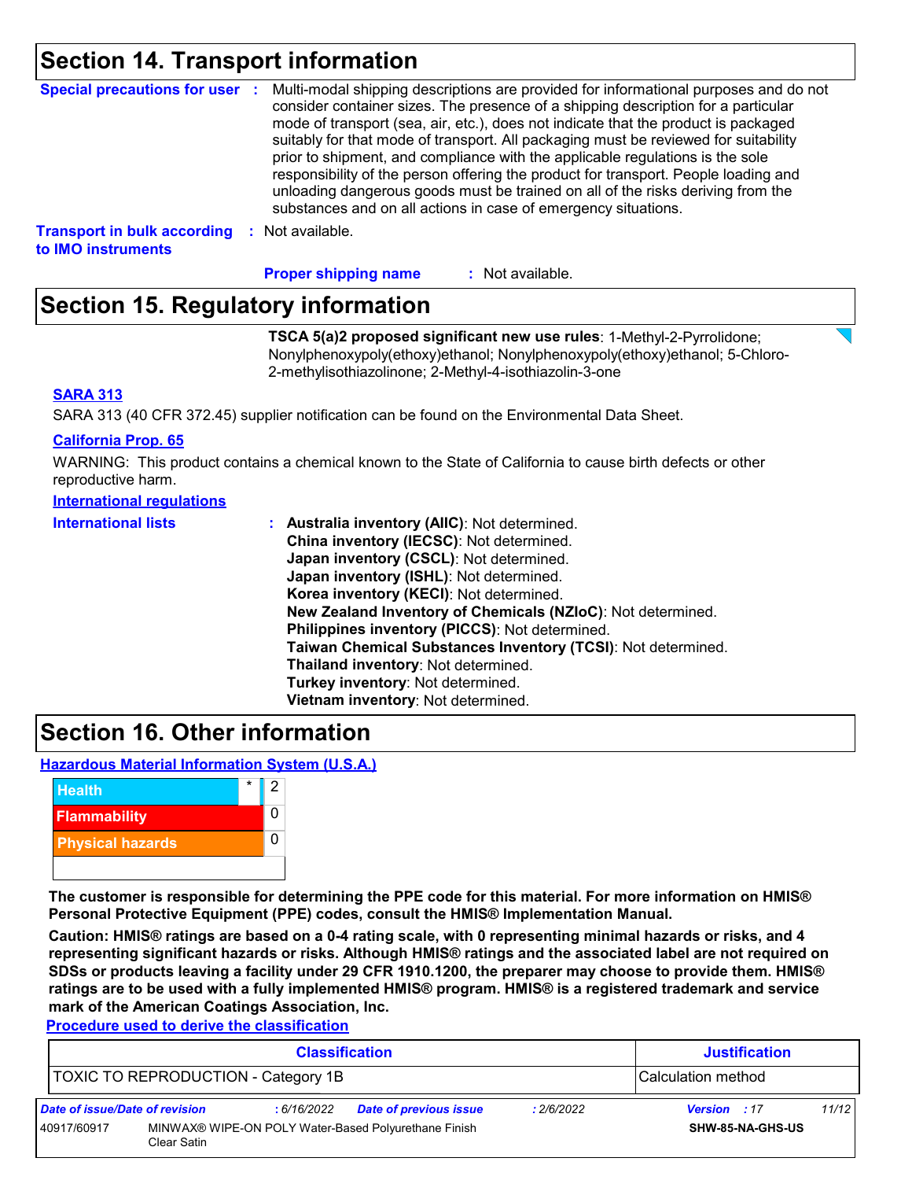## Section 14. Transport information

**Special precautions for user** : Multi-modal shipping descriptions are provided for informational purposes and do not consider container sizes. The presence of a shipping description for a particular mode of transport (sea, air, etc.), does not indicate that the product is packaged suitably for that mode of transport. All packaging must be reviewed for suitability prior to shipment, and compliance with the applicable regulations is the sole responsibility of the person offering the product for transport. People loading and unloading dangerous goods must be trained on all of the risks deriving from the substances and on all actions in case of emergency situations.

**Transport in bulk according to IMO instruments** : Not available.

**Proper shipping name** : Not available.

## Section 15. Regulatory information

**TSCA 5(a)2 proposed significant new use rules**: 1-Methyl-2-Pyrrolidone; Nonylphenoxypoly(ethoxy)ethanol; Nonylphenoxypoly(ethoxy)ethanol; 5-Chloro-2-methylisothiazolinone; 2-Methyl-4-isothiazolin-3-one

**SARA 313**

SARA 313 (40 CFR 372.45) supplier notification can be found on the Environmental Data Sheet.

**California Prop. 65**

WARNING: This product contains a chemical known to the State of California to cause birth defects or other reproductive harm.

**International regulations**

**International lists** :
- **Australia inventory (AIIC)**: Not determined.
- **China inventory (IECSC)**: Not determined.
- **Japan inventory (CSCL)**: Not determined.
- **Japan inventory (ISHL)**: Not determined.
- **Korea inventory (KECI)**: Not determined.
- **New Zealand Inventory of Chemicals (NZIoC)**: Not determined.
- **Philippines inventory (PICCS)**: Not determined.
- **Taiwan Chemical Substances Inventory (TCSI)**: Not determined.
- **Thailand inventory**: Not determined.
- **Turkey inventory**: Not determined.
- **Vietnam inventory**: Not determined.

## Section 16. Other information

**Hazardous Material Information System (U.S.A.)**

| Category | Rating |
|---|---|
| Health * | 2 |
| Flammability | 0 |
| Physical hazards | 0 |

**The customer is responsible for determining the PPE code for this material. For more information on HMIS® Personal Protective Equipment (PPE) codes, consult the HMIS® Implementation Manual.**

**Caution: HMIS® ratings are based on a 0-4 rating scale, with 0 representing minimal hazards or risks, and 4 representing significant hazards or risks. Although HMIS® ratings and the associated label are not required on SDSs or products leaving a facility under 29 CFR 1910.1200, the preparer may choose to provide them. HMIS® ratings are to be used with a fully implemented HMIS® program. HMIS® is a registered trademark and service mark of the American Coatings Association, Inc.**

**Procedure used to derive the classification**

| Classification | Justification |
|---|---|
| TOXIC TO REPRODUCTION - Category 1B | Calculation method |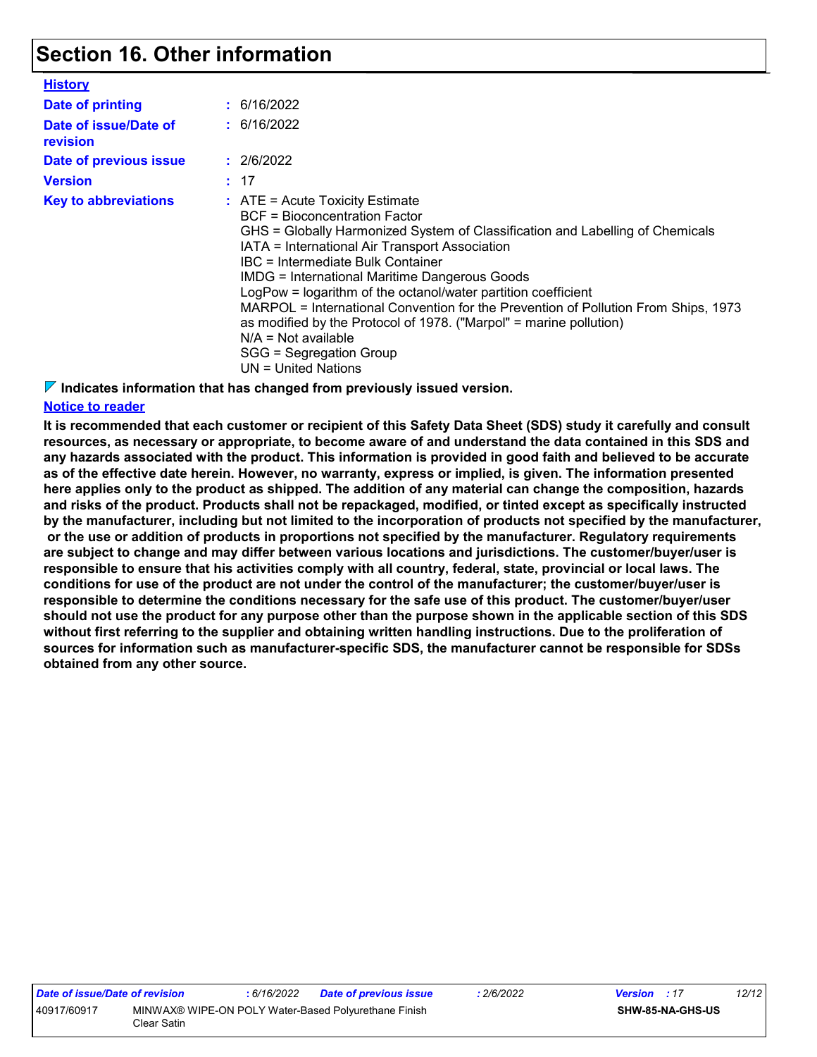# Section 16. Other information

**History**

**Date of printing** : 6/16/2022

**Date of issue/Date of revision** : 6/16/2022

**Date of previous issue** : 2/6/2022

**Version** : 17

**Key to abbreviations** : ATE = Acute Toxicity Estimate
BCF = Bioconcentration Factor
GHS = Globally Harmonized System of Classification and Labelling of Chemicals
IATA = International Air Transport Association
IBC = Intermediate Bulk Container
IMDG = International Maritime Dangerous Goods
LogPow = logarithm of the octanol/water partition coefficient
MARPOL = International Convention for the Prevention of Pollution From Ships, 1973 as modified by the Protocol of 1978. ("Marpol" = marine pollution)
N/A = Not available
SGG = Segregation Group
UN = United Nations

**Indicates information that has changed from previously issued version.**

**Notice to reader**

**It is recommended that each customer or recipient of this Safety Data Sheet (SDS) study it carefully and consult resources, as necessary or appropriate, to become aware of and understand the data contained in this SDS and any hazards associated with the product. This information is provided in good faith and believed to be accurate as of the effective date herein. However, no warranty, express or implied, is given. The information presented here applies only to the product as shipped. The addition of any material can change the composition, hazards and risks of the product. Products shall not be repackaged, modified, or tinted except as specifically instructed by the manufacturer, including but not limited to the incorporation of products not specified by the manufacturer, or the use or addition of products in proportions not specified by the manufacturer. Regulatory requirements are subject to change and may differ between various locations and jurisdictions. The customer/buyer/user is responsible to ensure that his activities comply with all country, federal, state, provincial or local laws. The conditions for use of the product are not under the control of the manufacturer; the customer/buyer/user is responsible to determine the conditions necessary for the safe use of this product. The customer/buyer/user should not use the product for any purpose other than the purpose shown in the applicable section of this SDS without first referring to the supplier and obtaining written handling instructions. Due to the proliferation of sources for information such as manufacturer-specific SDS, the manufacturer cannot be responsible for SDSs obtained from any other source.**